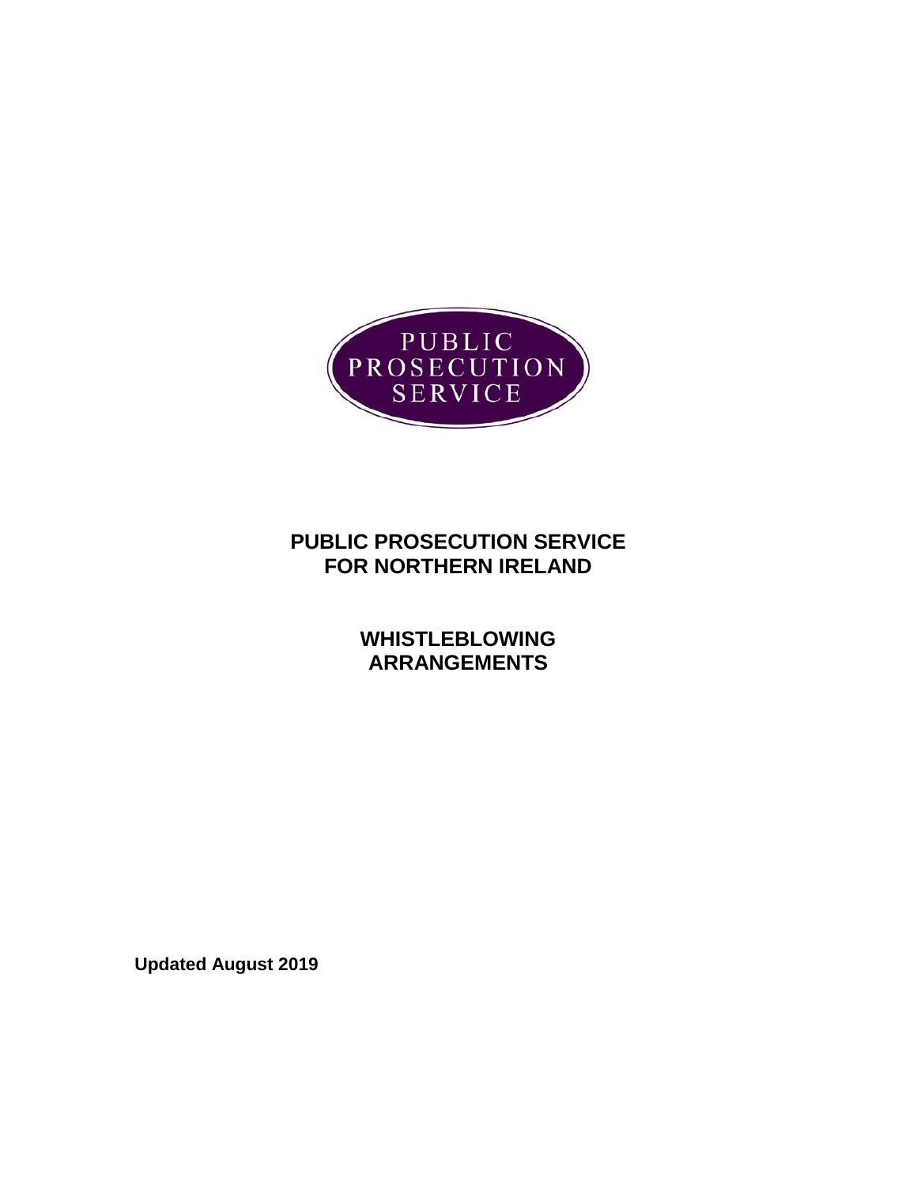PUBLIC PROSECUTION SERVICE

# PUBLIC PROSECUTION SERVICE FOR NORTHERN IRELAND

## WHISTLEBLOWING ARRANGEMENTS

**Updated August 2019**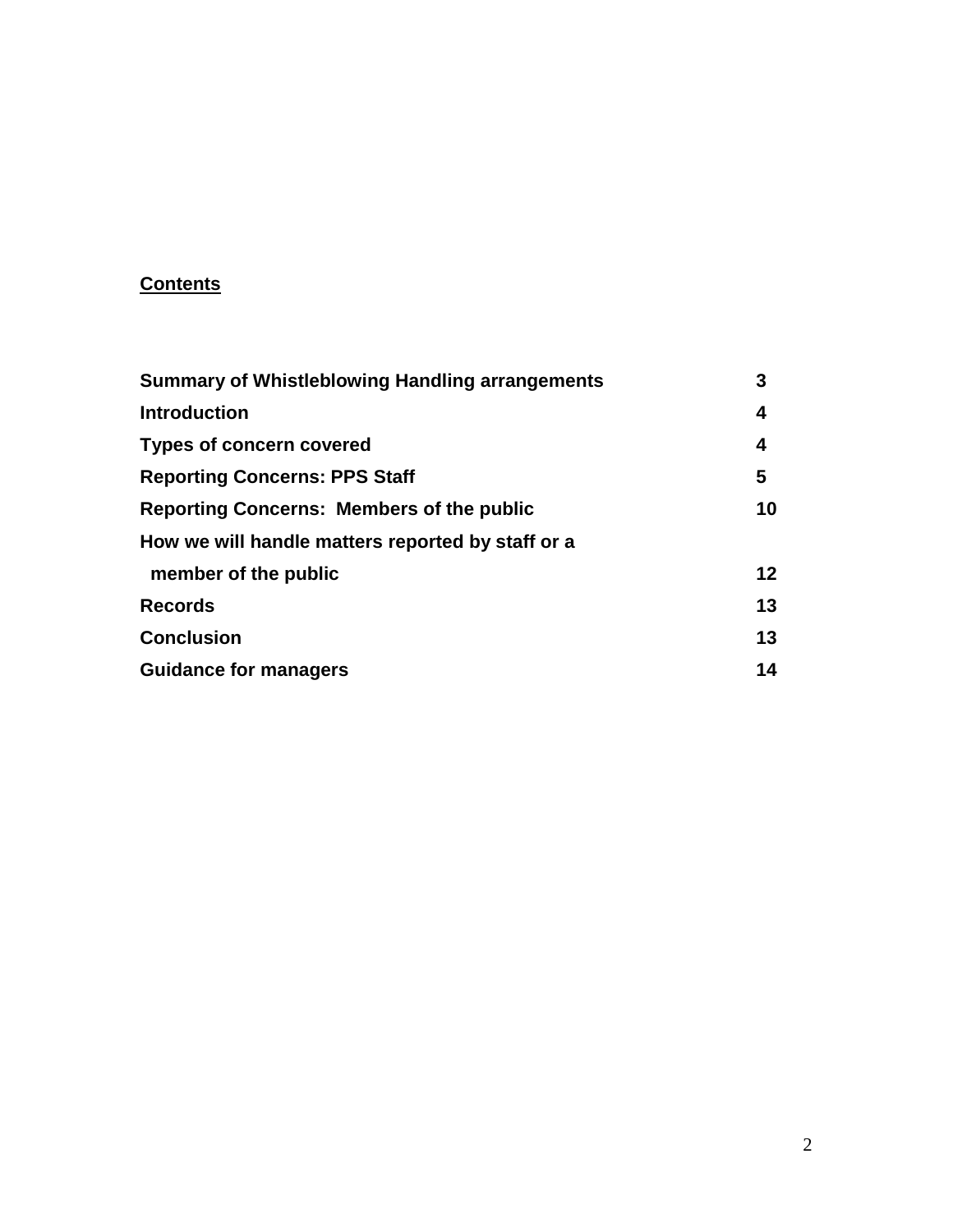## Contents

| | |
|---|---|
| **Summary of Whistleblowing Handling arrangements** | **3** |
| **Introduction** | **4** |
| **Types of concern covered** | **4** |
| **Reporting Concerns: PPS Staff** | **5** |
| **Reporting Concerns: Members of the public** | **10** |
| **How we will handle matters reported by staff or a member of the public** | **12** |
| **Records** | **13** |
| **Conclusion** | **13** |
| **Guidance for managers** | **14** |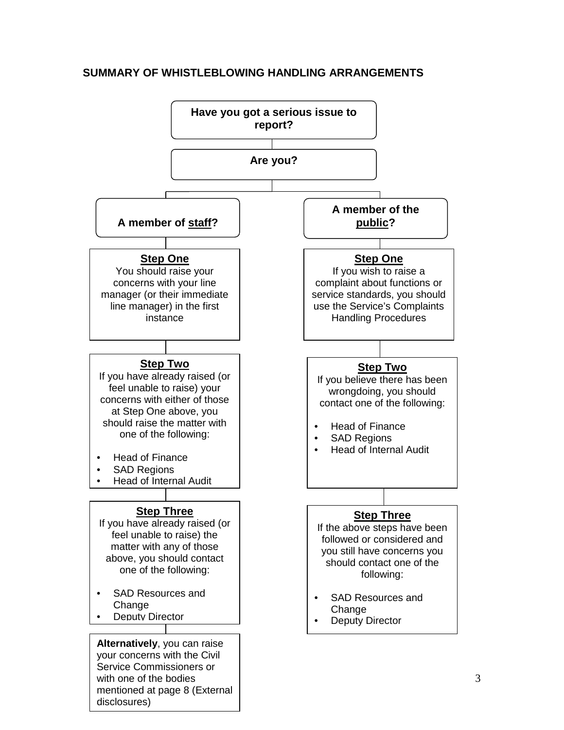## SUMMARY OF WHISTLEBLOWING HANDLING ARRANGEMENTS

**Have you got a serious issue to report?**

**Are you?**

### A member of staff?

**Step One**

You should raise your concerns with your line manager (or their immediate line manager) in the first instance

**Step Two**

If you have already raised (or feel unable to raise) your concerns with either of those at Step One above, you should raise the matter with one of the following:

- Head of Finance
- SAD Regions
- Head of Internal Audit

**Step Three**

If you have already raised (or feel unable to raise) the matter with any of those above, you should contact one of the following:

- SAD Resources and Change
- Deputy Director

**Alternatively**, you can raise your concerns with the Civil Service Commissioners or with one of the bodies mentioned at page 8 (External disclosures)

### A member of the public?

**Step One**

If you wish to raise a complaint about functions or service standards, you should use the Service's Complaints Handling Procedures

**Step Two**

If you believe there has been wrongdoing, you should contact one of the following:

- Head of Finance
- SAD Regions
- Head of Internal Audit

**Step Three**

If the above steps have been followed or considered and you still have concerns you should contact one of the following:

- SAD Resources and Change
- Deputy Director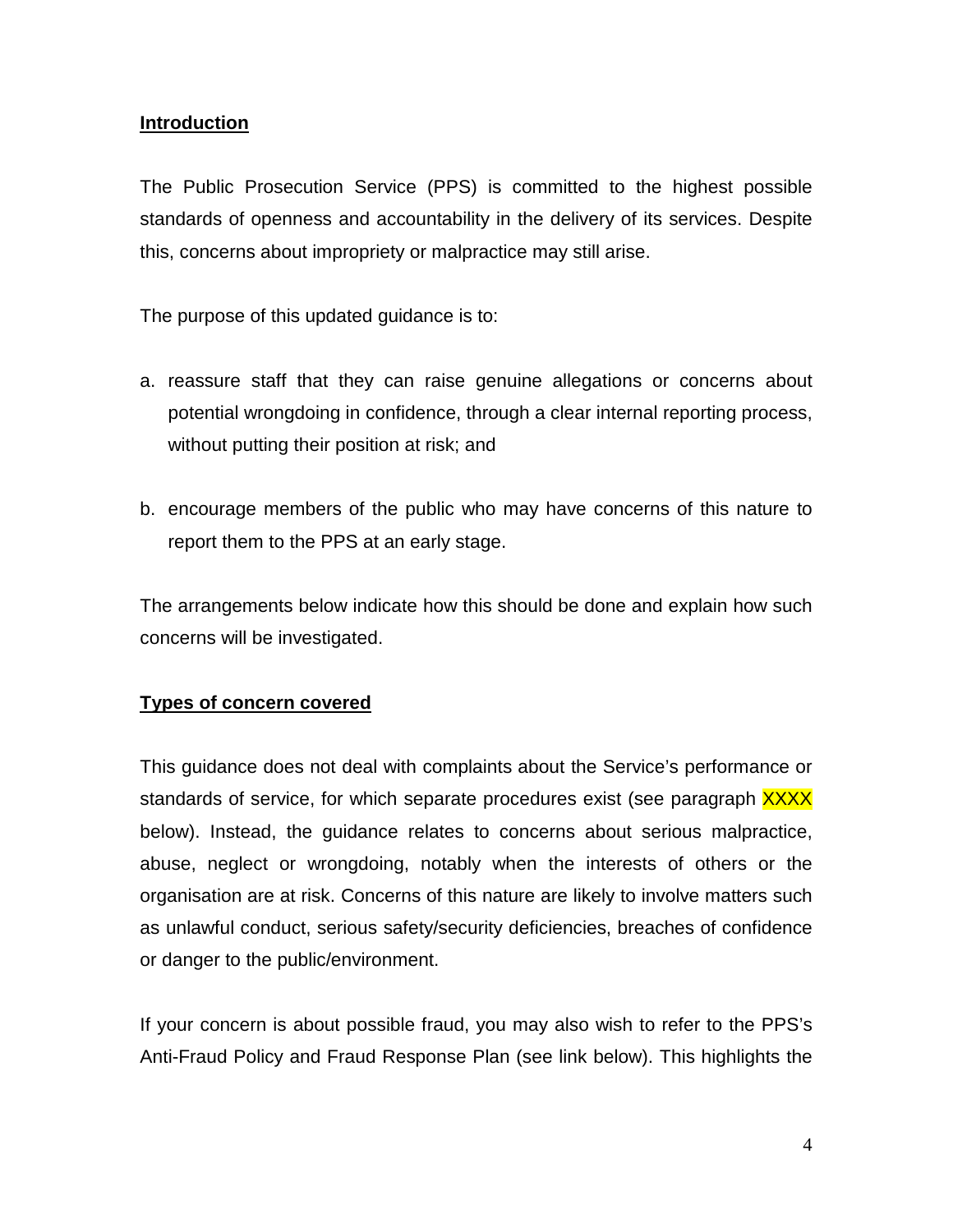**Introduction**

The Public Prosecution Service (PPS) is committed to the highest possible standards of openness and accountability in the delivery of its services. Despite this, concerns about impropriety or malpractice may still arise.

The purpose of this updated guidance is to:

a. reassure staff that they can raise genuine allegations or concerns about potential wrongdoing in confidence, through a clear internal reporting process, without putting their position at risk; and

b. encourage members of the public who may have concerns of this nature to report them to the PPS at an early stage.

The arrangements below indicate how this should be done and explain how such concerns will be investigated.

**Types of concern covered**

This guidance does not deal with complaints about the Service's performance or standards of service, for which separate procedures exist (see paragraph XXXX below). Instead, the guidance relates to concerns about serious malpractice, abuse, neglect or wrongdoing, notably when the interests of others or the organisation are at risk. Concerns of this nature are likely to involve matters such as unlawful conduct, serious safety/security deficiencies, breaches of confidence or danger to the public/environment.

If your concern is about possible fraud, you may also wish to refer to the PPS's Anti-Fraud Policy and Fraud Response Plan (see link below). This highlights the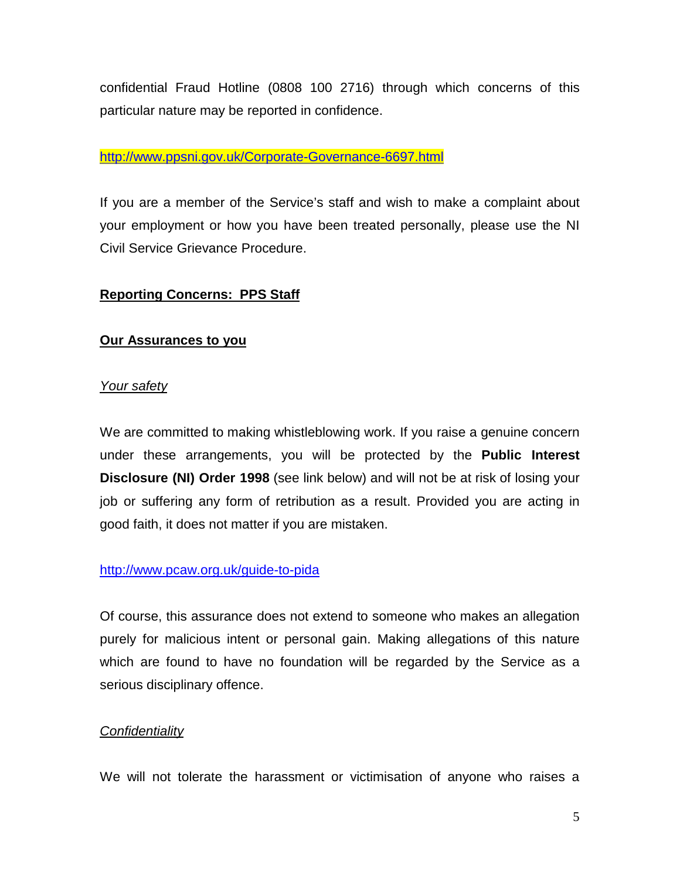confidential Fraud Hotline (0808 100 2716) through which concerns of this particular nature may be reported in confidence.

http://www.ppsni.gov.uk/Corporate-Governance-6697.html

If you are a member of the Service's staff and wish to make a complaint about your employment or how you have been treated personally, please use the NI Civil Service Grievance Procedure.

**Reporting Concerns: PPS Staff**

**Our Assurances to you**

*Your safety*

We are committed to making whistleblowing work. If you raise a genuine concern under these arrangements, you will be protected by the **Public Interest Disclosure (NI) Order 1998** (see link below) and will not be at risk of losing your job or suffering any form of retribution as a result. Provided you are acting in good faith, it does not matter if you are mistaken.

http://www.pcaw.org.uk/guide-to-pida

Of course, this assurance does not extend to someone who makes an allegation purely for malicious intent or personal gain. Making allegations of this nature which are found to have no foundation will be regarded by the Service as a serious disciplinary offence.

*Confidentiality*

We will not tolerate the harassment or victimisation of anyone who raises a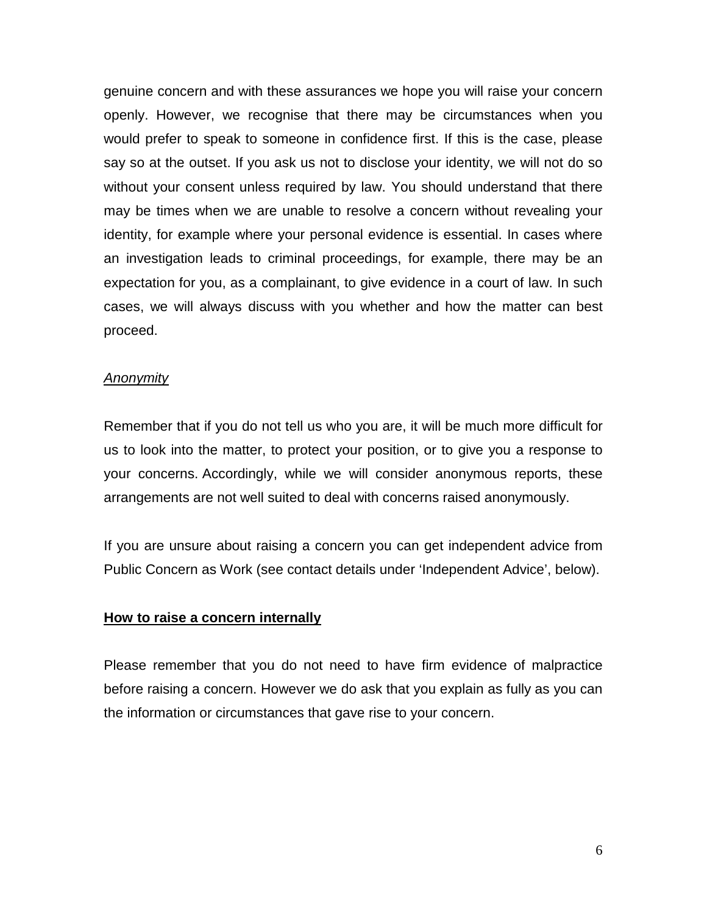genuine concern and with these assurances we hope you will raise your concern openly. However, we recognise that there may be circumstances when you would prefer to speak to someone in confidence first. If this is the case, please say so at the outset. If you ask us not to disclose your identity, we will not do so without your consent unless required by law. You should understand that there may be times when we are unable to resolve a concern without revealing your identity, for example where your personal evidence is essential. In cases where an investigation leads to criminal proceedings, for example, there may be an expectation for you, as a complainant, to give evidence in a court of law. In such cases, we will always discuss with you whether and how the matter can best proceed.

*Anonymity*

Remember that if you do not tell us who you are, it will be much more difficult for us to look into the matter, to protect your position, or to give you a response to your concerns. Accordingly, while we will consider anonymous reports, these arrangements are not well suited to deal with concerns raised anonymously.

If you are unsure about raising a concern you can get independent advice from Public Concern as Work (see contact details under 'Independent Advice', below).

**How to raise a concern internally**

Please remember that you do not need to have firm evidence of malpractice before raising a concern. However we do ask that you explain as fully as you can the information or circumstances that gave rise to your concern.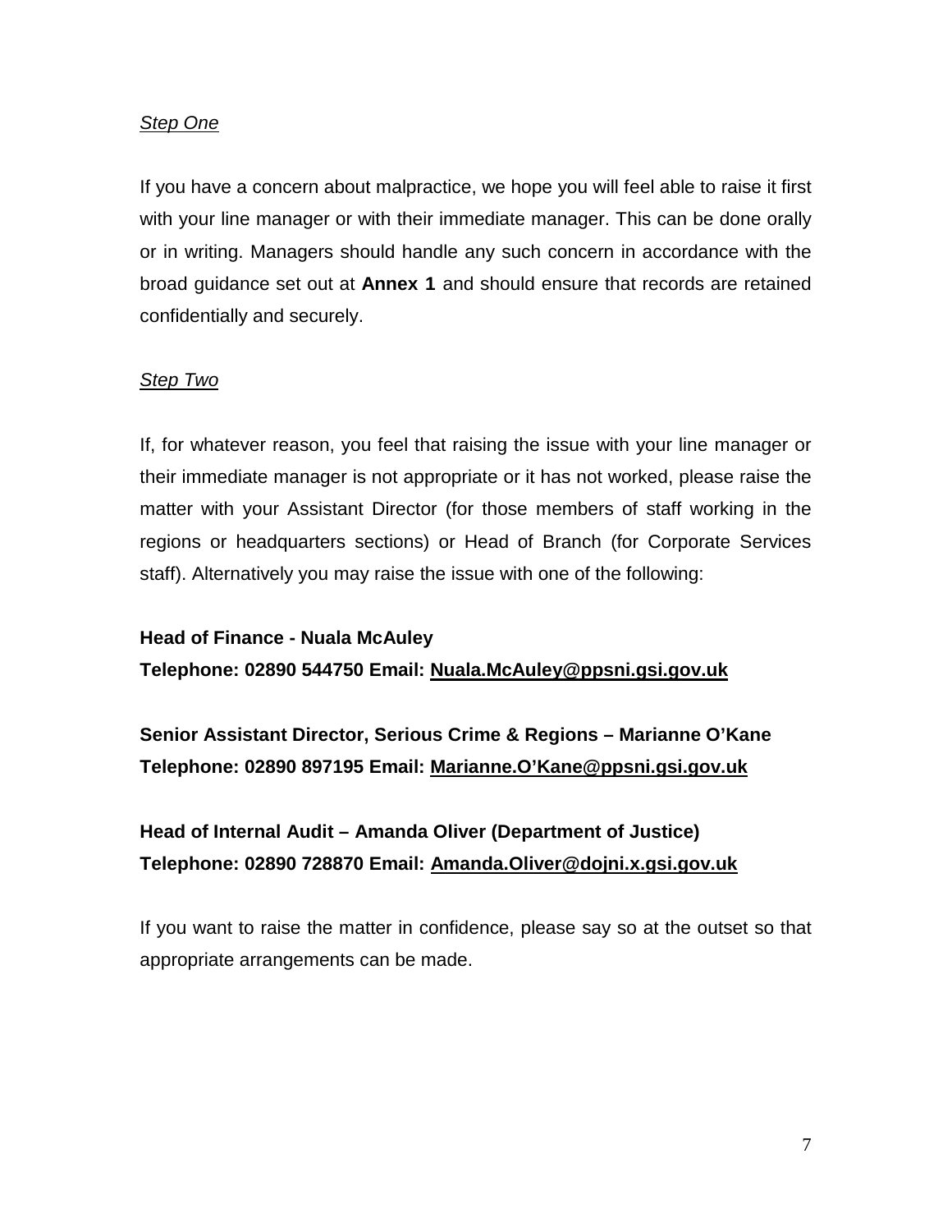*Step One*

If you have a concern about malpractice, we hope you will feel able to raise it first with your line manager or with their immediate manager. This can be done orally or in writing. Managers should handle any such concern in accordance with the broad guidance set out at **Annex 1** and should ensure that records are retained confidentially and securely.

*Step Two*

If, for whatever reason, you feel that raising the issue with your line manager or their immediate manager is not appropriate or it has not worked, please raise the matter with your Assistant Director (for those members of staff working in the regions or headquarters sections) or Head of Branch (for Corporate Services staff). Alternatively you may raise the issue with one of the following:

**Head of Finance - Nuala McAuley**
**Telephone: 02890 544750 Email: Nuala.McAuley@ppsni.gsi.gov.uk**

**Senior Assistant Director, Serious Crime & Regions – Marianne O'Kane**
**Telephone: 02890 897195 Email: Marianne.O'Kane@ppsni.gsi.gov.uk**

**Head of Internal Audit – Amanda Oliver (Department of Justice)**
**Telephone: 02890 728870 Email: Amanda.Oliver@dojni.x.gsi.gov.uk**

If you want to raise the matter in confidence, please say so at the outset so that appropriate arrangements can be made.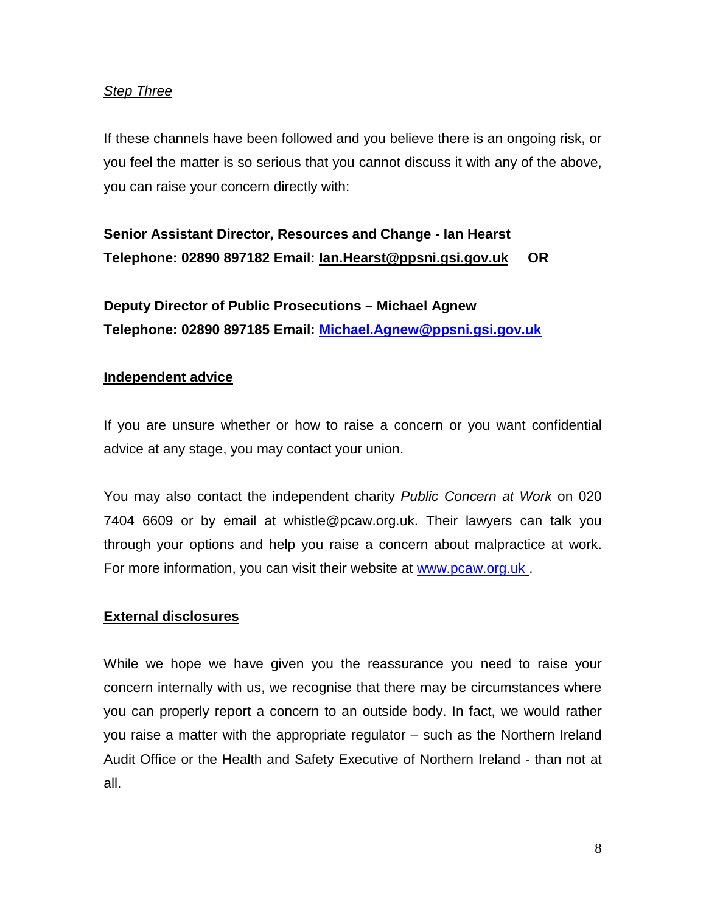*Step Three*

If these channels have been followed and you believe there is an ongoing risk, or you feel the matter is so serious that you cannot discuss it with any of the above, you can raise your concern directly with:

**Senior Assistant Director, Resources and Change - Ian Hearst**
**Telephone: 02890 897182 Email: Ian.Hearst@ppsni.gsi.gov.uk OR**

**Deputy Director of Public Prosecutions – Michael Agnew**
**Telephone: 02890 897185 Email: Michael.Agnew@ppsni.gsi.gov.uk**

**Independent advice**

If you are unsure whether or how to raise a concern or you want confidential advice at any stage, you may contact your union.

You may also contact the independent charity *Public Concern at Work* on 020 7404 6609 or by email at whistle@pcaw.org.uk. Their lawyers can talk you through your options and help you raise a concern about malpractice at work. For more information, you can visit their website at www.pcaw.org.uk .

**External disclosures**

While we hope we have given you the reassurance you need to raise your concern internally with us, we recognise that there may be circumstances where you can properly report a concern to an outside body. In fact, we would rather you raise a matter with the appropriate regulator – such as the Northern Ireland Audit Office or the Health and Safety Executive of Northern Ireland - than not at all.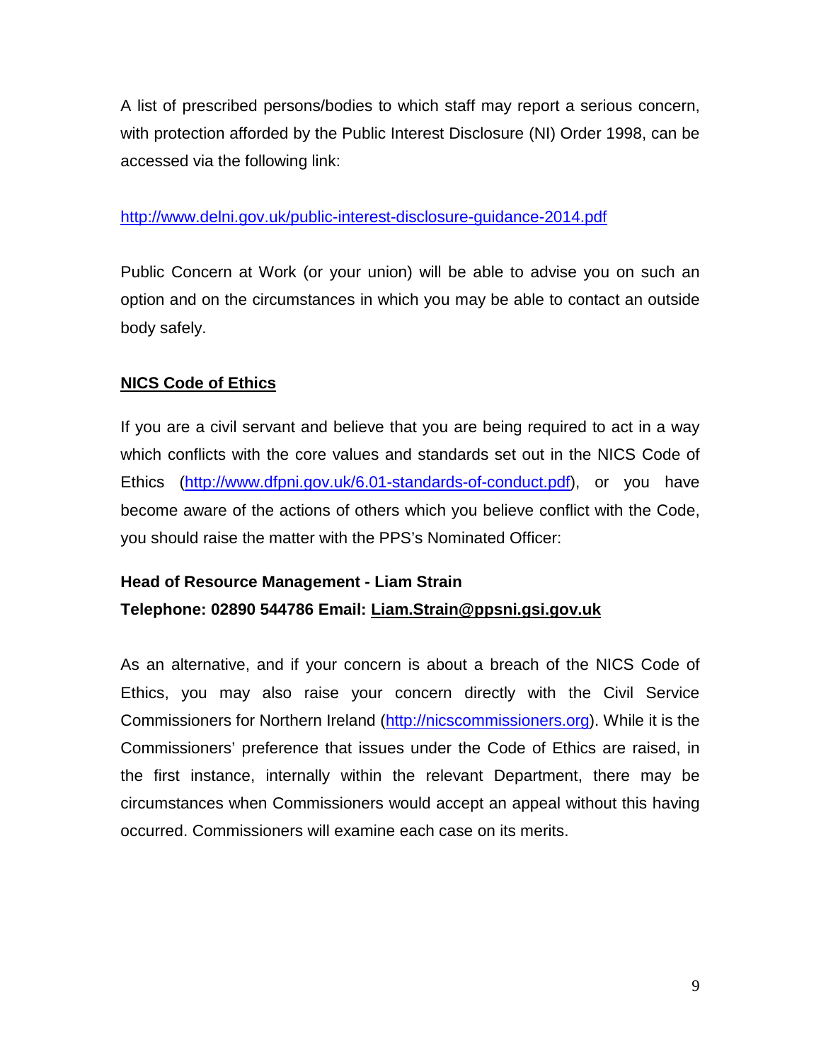A list of prescribed persons/bodies to which staff may report a serious concern, with protection afforded by the Public Interest Disclosure (NI) Order 1998, can be accessed via the following link:

http://www.delni.gov.uk/public-interest-disclosure-guidance-2014.pdf

Public Concern at Work (or your union) will be able to advise you on such an option and on the circumstances in which you may be able to contact an outside body safely.

## NICS Code of Ethics

If you are a civil servant and believe that you are being required to act in a way which conflicts with the core values and standards set out in the NICS Code of Ethics (http://www.dfpni.gov.uk/6.01-standards-of-conduct.pdf), or you have become aware of the actions of others which you believe conflict with the Code, you should raise the matter with the PPS's Nominated Officer:

**Head of Resource Management - Liam Strain**
**Telephone: 02890 544786 Email: Liam.Strain@ppsni.gsi.gov.uk**

As an alternative, and if your concern is about a breach of the NICS Code of Ethics, you may also raise your concern directly with the Civil Service Commissioners for Northern Ireland (http://nicscommissioners.org). While it is the Commissioners' preference that issues under the Code of Ethics are raised, in the first instance, internally within the relevant Department, there may be circumstances when Commissioners would accept an appeal without this having occurred. Commissioners will examine each case on its merits.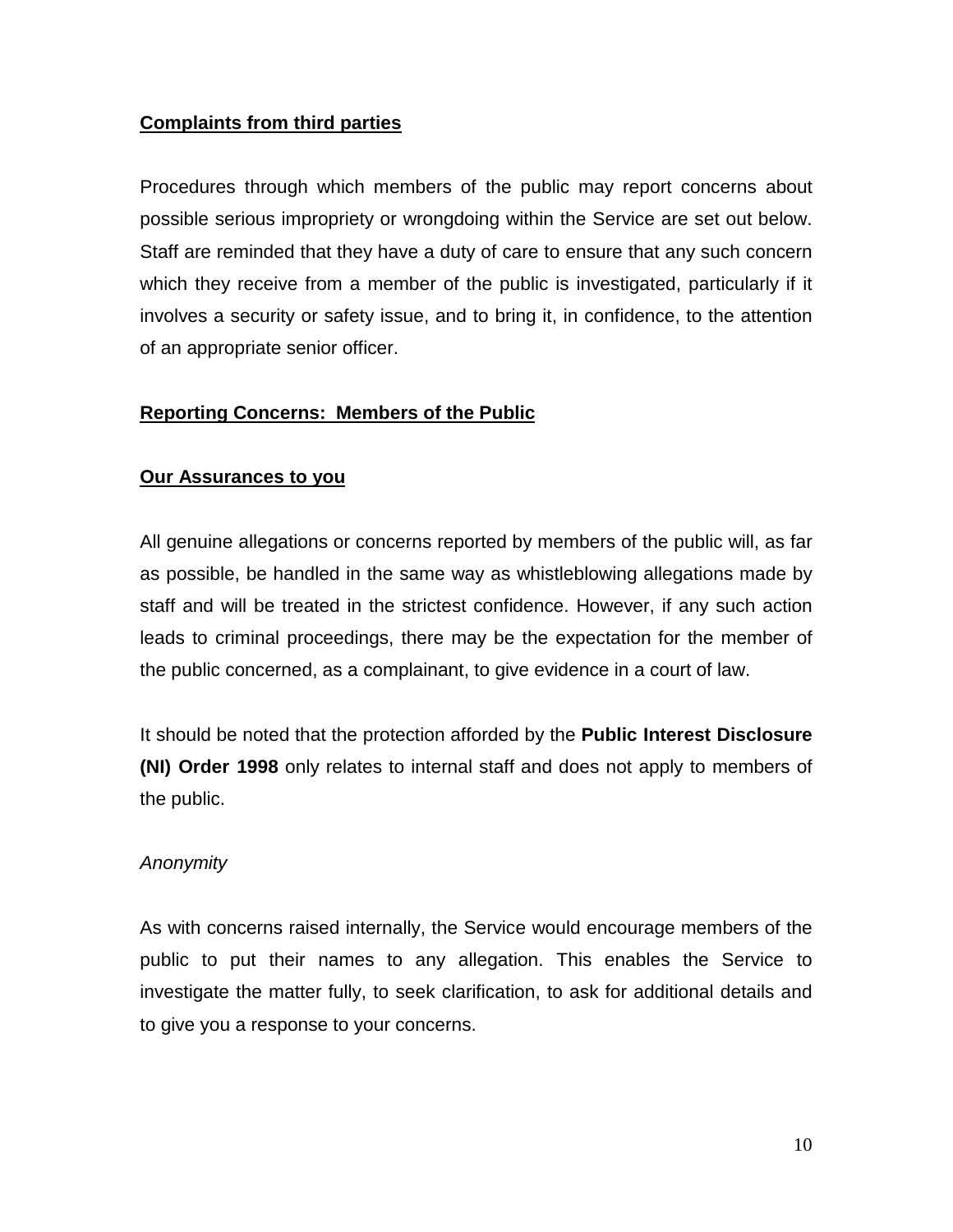**Complaints from third parties**

Procedures through which members of the public may report concerns about possible serious impropriety or wrongdoing within the Service are set out below. Staff are reminded that they have a duty of care to ensure that any such concern which they receive from a member of the public is investigated, particularly if it involves a security or safety issue, and to bring it, in confidence, to the attention of an appropriate senior officer.

**Reporting Concerns: Members of the Public**

**Our Assurances to you**

All genuine allegations or concerns reported by members of the public will, as far as possible, be handled in the same way as whistleblowing allegations made by staff and will be treated in the strictest confidence. However, if any such action leads to criminal proceedings, there may be the expectation for the member of the public concerned, as a complainant, to give evidence in a court of law.

It should be noted that the protection afforded by the **Public Interest Disclosure (NI) Order 1998** only relates to internal staff and does not apply to members of the public.

*Anonymity*

As with concerns raised internally, the Service would encourage members of the public to put their names to any allegation. This enables the Service to investigate the matter fully, to seek clarification, to ask for additional details and to give you a response to your concerns.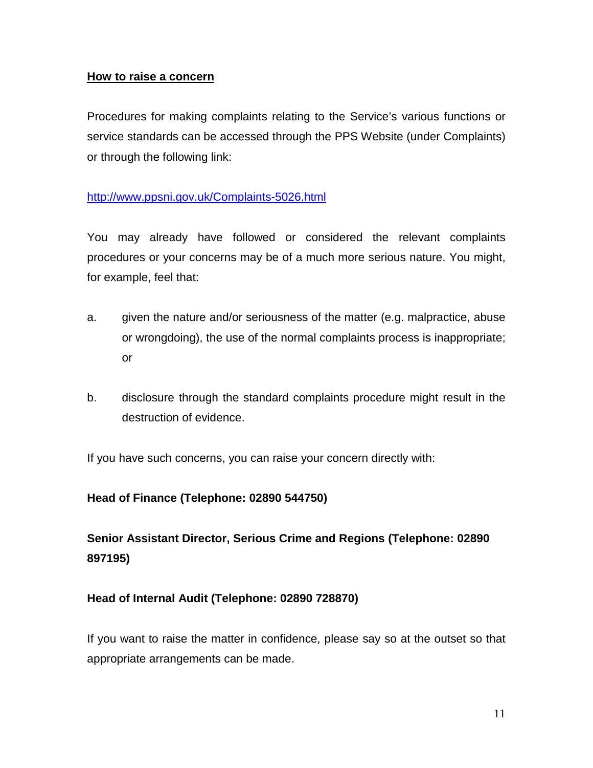**How to raise a concern**

Procedures for making complaints relating to the Service's various functions or service standards can be accessed through the PPS Website (under Complaints) or through the following link:

http://www.ppsni.gov.uk/Complaints-5026.html

You may already have followed or considered the relevant complaints procedures or your concerns may be of a much more serious nature. You might, for example, feel that:

a. given the nature and/or seriousness of the matter (e.g. malpractice, abuse or wrongdoing), the use of the normal complaints process is inappropriate; or

b. disclosure through the standard complaints procedure might result in the destruction of evidence.

If you have such concerns, you can raise your concern directly with:

**Head of Finance (Telephone: 02890 544750)**

**Senior Assistant Director, Serious Crime and Regions (Telephone: 02890 897195)**

**Head of Internal Audit (Telephone: 02890 728870)**

If you want to raise the matter in confidence, please say so at the outset so that appropriate arrangements can be made.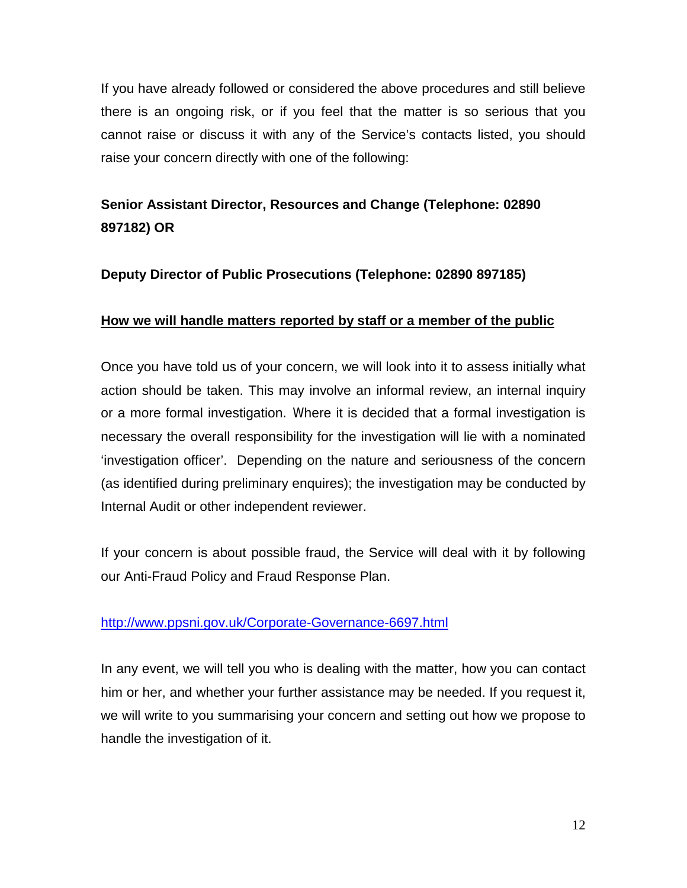If you have already followed or considered the above procedures and still believe there is an ongoing risk, or if you feel that the matter is so serious that you cannot raise or discuss it with any of the Service's contacts listed, you should raise your concern directly with one of the following:

**Senior Assistant Director, Resources and Change (Telephone: 02890 897182) OR**

**Deputy Director of Public Prosecutions (Telephone: 02890 897185)**

**How we will handle matters reported by staff or a member of the public**

Once you have told us of your concern, we will look into it to assess initially what action should be taken. This may involve an informal review, an internal inquiry or a more formal investigation. Where it is decided that a formal investigation is necessary the overall responsibility for the investigation will lie with a nominated 'investigation officer'. Depending on the nature and seriousness of the concern (as identified during preliminary enquires); the investigation may be conducted by Internal Audit or other independent reviewer.

If your concern is about possible fraud, the Service will deal with it by following our Anti-Fraud Policy and Fraud Response Plan.

http://www.ppsni.gov.uk/Corporate-Governance-6697.html

In any event, we will tell you who is dealing with the matter, how you can contact him or her, and whether your further assistance may be needed. If you request it, we will write to you summarising your concern and setting out how we propose to handle the investigation of it.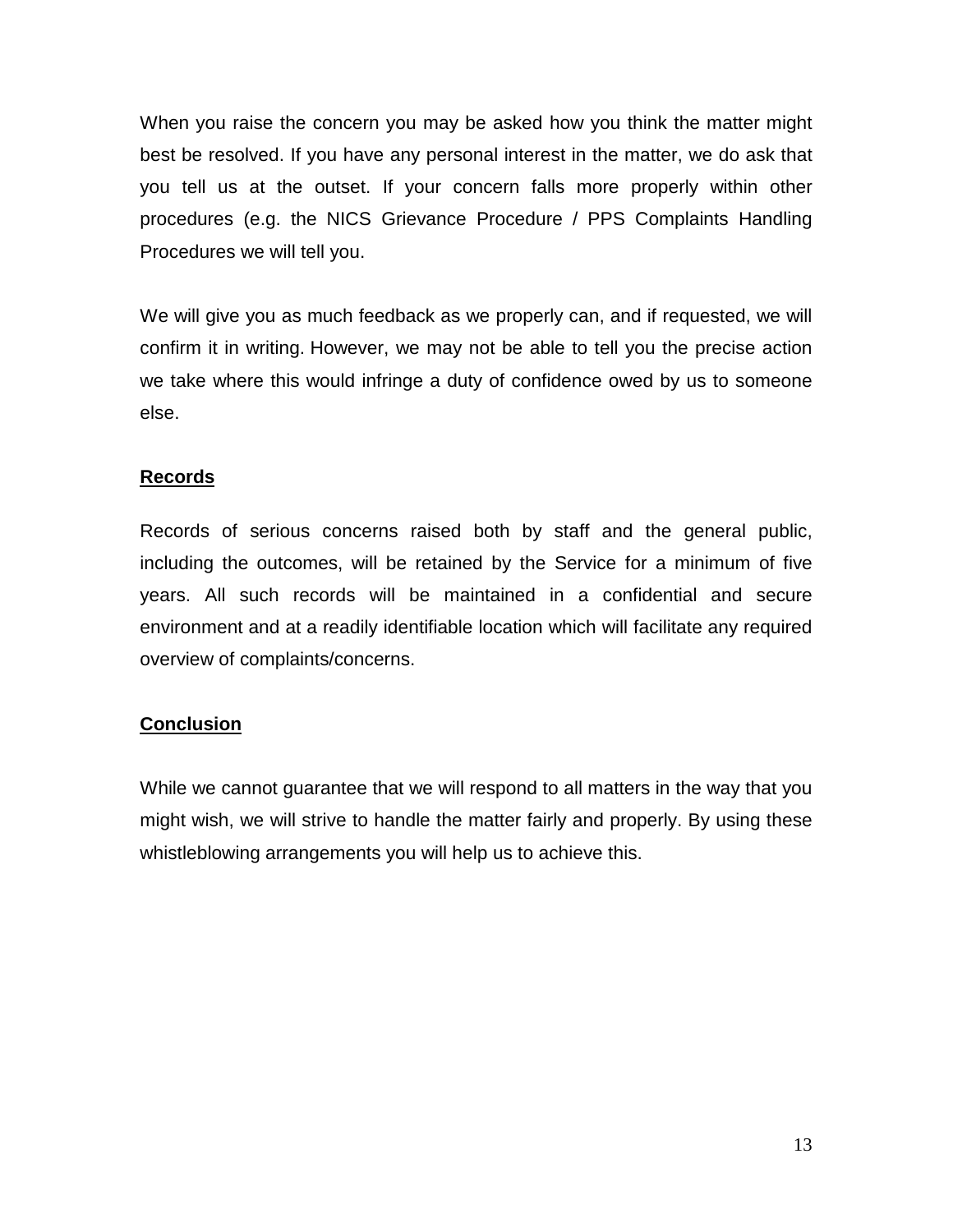When you raise the concern you may be asked how you think the matter might best be resolved. If you have any personal interest in the matter, we do ask that you tell us at the outset. If your concern falls more properly within other procedures (e.g. the NICS Grievance Procedure / PPS Complaints Handling Procedures we will tell you.

We will give you as much feedback as we properly can, and if requested, we will confirm it in writing. However, we may not be able to tell you the precise action we take where this would infringe a duty of confidence owed by us to someone else.

**Records**

Records of serious concerns raised both by staff and the general public, including the outcomes, will be retained by the Service for a minimum of five years. All such records will be maintained in a confidential and secure environment and at a readily identifiable location which will facilitate any required overview of complaints/concerns.

**Conclusion**

While we cannot guarantee that we will respond to all matters in the way that you might wish, we will strive to handle the matter fairly and properly. By using these whistleblowing arrangements you will help us to achieve this.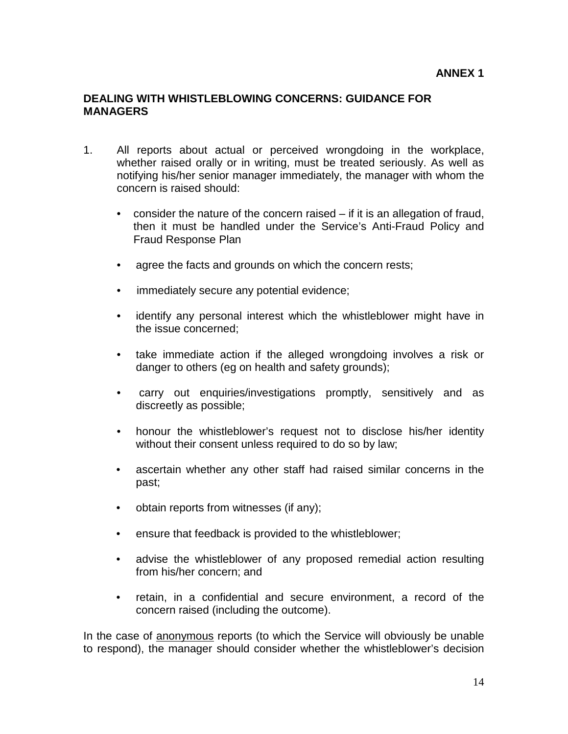**ANNEX 1**

## DEALING WITH WHISTLEBLOWING CONCERNS: GUIDANCE FOR MANAGERS

1. All reports about actual or perceived wrongdoing in the workplace, whether raised orally or in writing, must be treated seriously. As well as notifying his/her senior manager immediately, the manager with whom the concern is raised should:

   - consider the nature of the concern raised – if it is an allegation of fraud, then it must be handled under the Service's Anti-Fraud Policy and Fraud Response Plan
   - agree the facts and grounds on which the concern rests;
   - immediately secure any potential evidence;
   - identify any personal interest which the whistleblower might have in the issue concerned;
   - take immediate action if the alleged wrongdoing involves a risk or danger to others (eg on health and safety grounds);
   - carry out enquiries/investigations promptly, sensitively and as discreetly as possible;
   - honour the whistleblower's request not to disclose his/her identity without their consent unless required to do so by law;
   - ascertain whether any other staff had raised similar concerns in the past;
   - obtain reports from witnesses (if any);
   - ensure that feedback is provided to the whistleblower;
   - advise the whistleblower of any proposed remedial action resulting from his/her concern; and
   - retain, in a confidential and secure environment, a record of the concern raised (including the outcome).

In the case of <u>anonymous</u> reports (to which the Service will obviously be unable to respond), the manager should consider whether the whistleblower's decision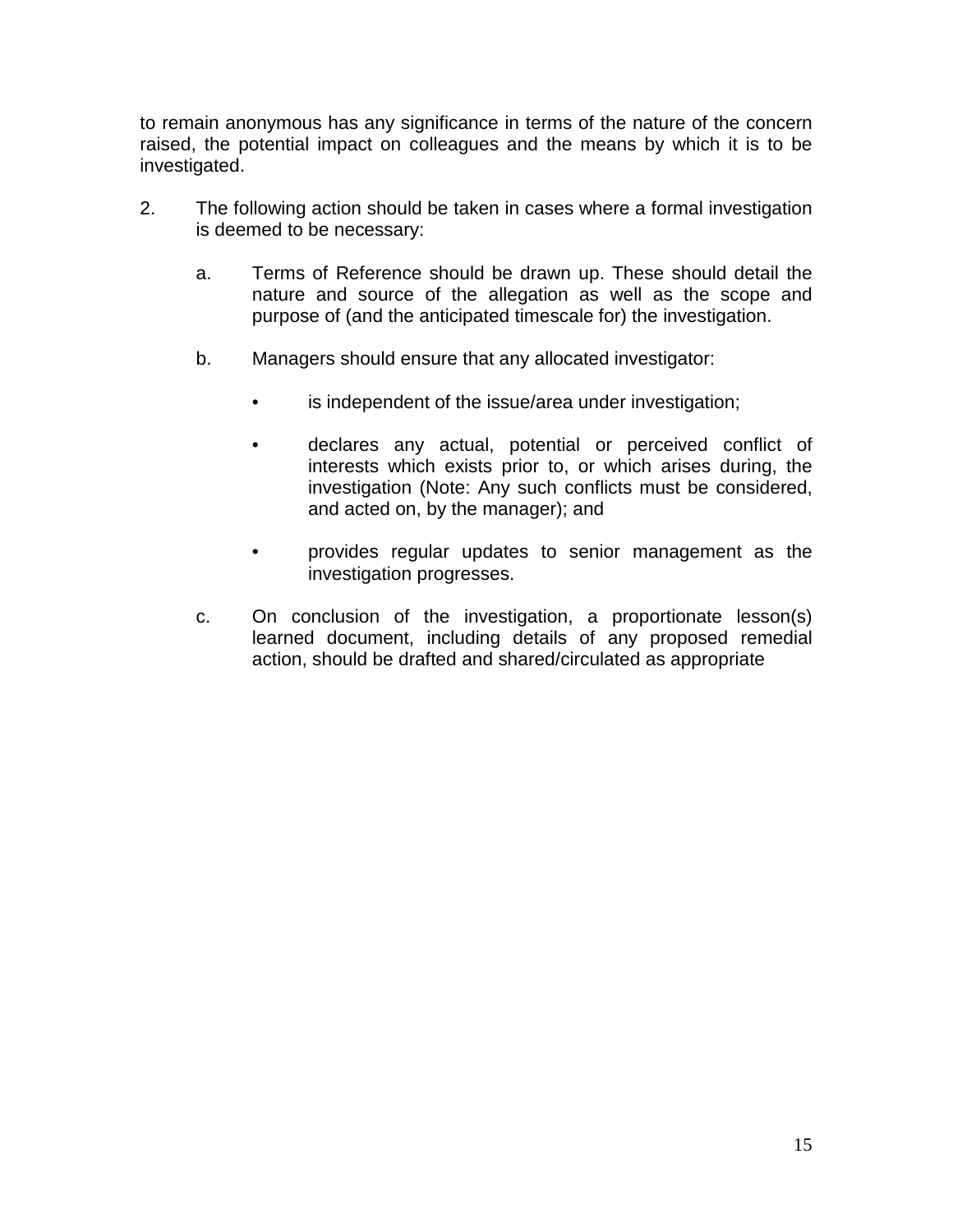to remain anonymous has any significance in terms of the nature of the concern raised, the potential impact on colleagues and the means by which it is to be investigated.

2. The following action should be taken in cases where a formal investigation is deemed to be necessary:

   a. Terms of Reference should be drawn up. These should detail the nature and source of the allegation as well as the scope and purpose of (and the anticipated timescale for) the investigation.

   b. Managers should ensure that any allocated investigator:

      - is independent of the issue/area under investigation;

      - declares any actual, potential or perceived conflict of interests which exists prior to, or which arises during, the investigation (Note: Any such conflicts must be considered, and acted on, by the manager); and

      - provides regular updates to senior management as the investigation progresses.

   c. On conclusion of the investigation, a proportionate lesson(s) learned document, including details of any proposed remedial action, should be drafted and shared/circulated as appropriate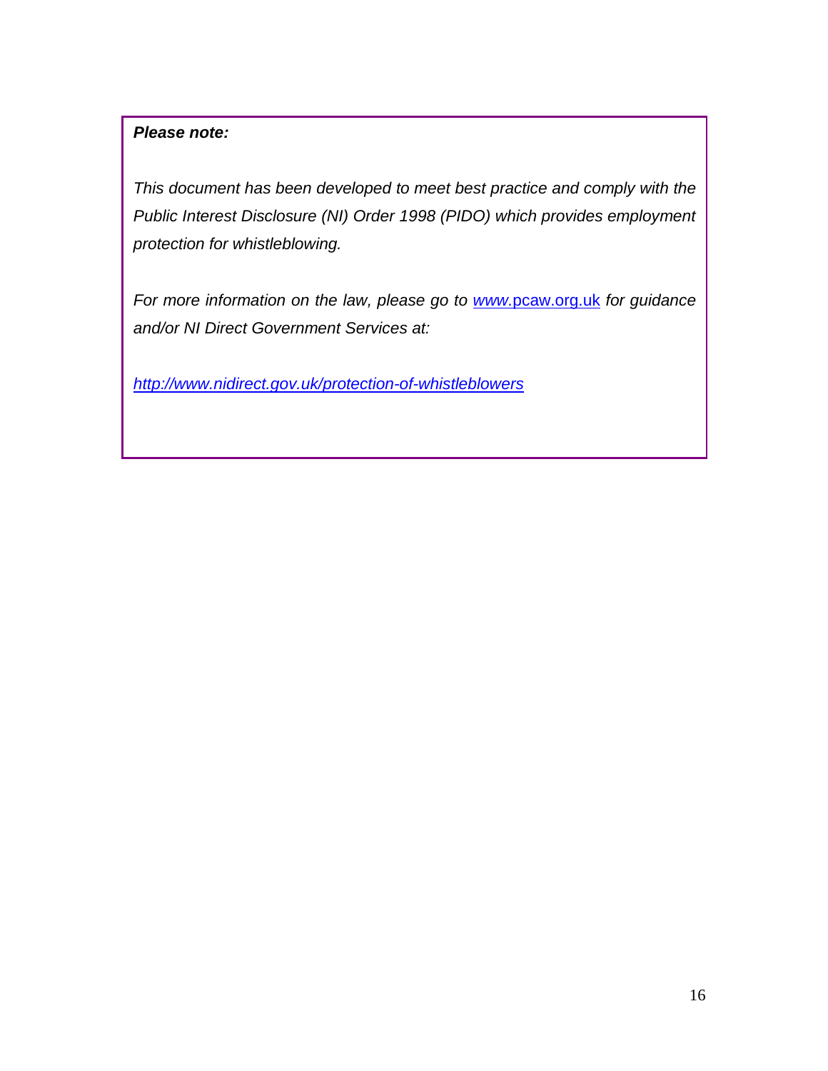***Please note:***

*This document has been developed to meet best practice and comply with the Public Interest Disclosure (NI) Order 1998 (PIDO) which provides employment protection for whistleblowing.*

*For more information on the law, please go to* [www.pcaw.org.uk](http://www.pcaw.org.uk) *for guidance and/or NI Direct Government Services at:*

*[http://www.nidirect.gov.uk/protection-of-whistleblowers](http://www.nidirect.gov.uk/protection-of-whistleblowers)*